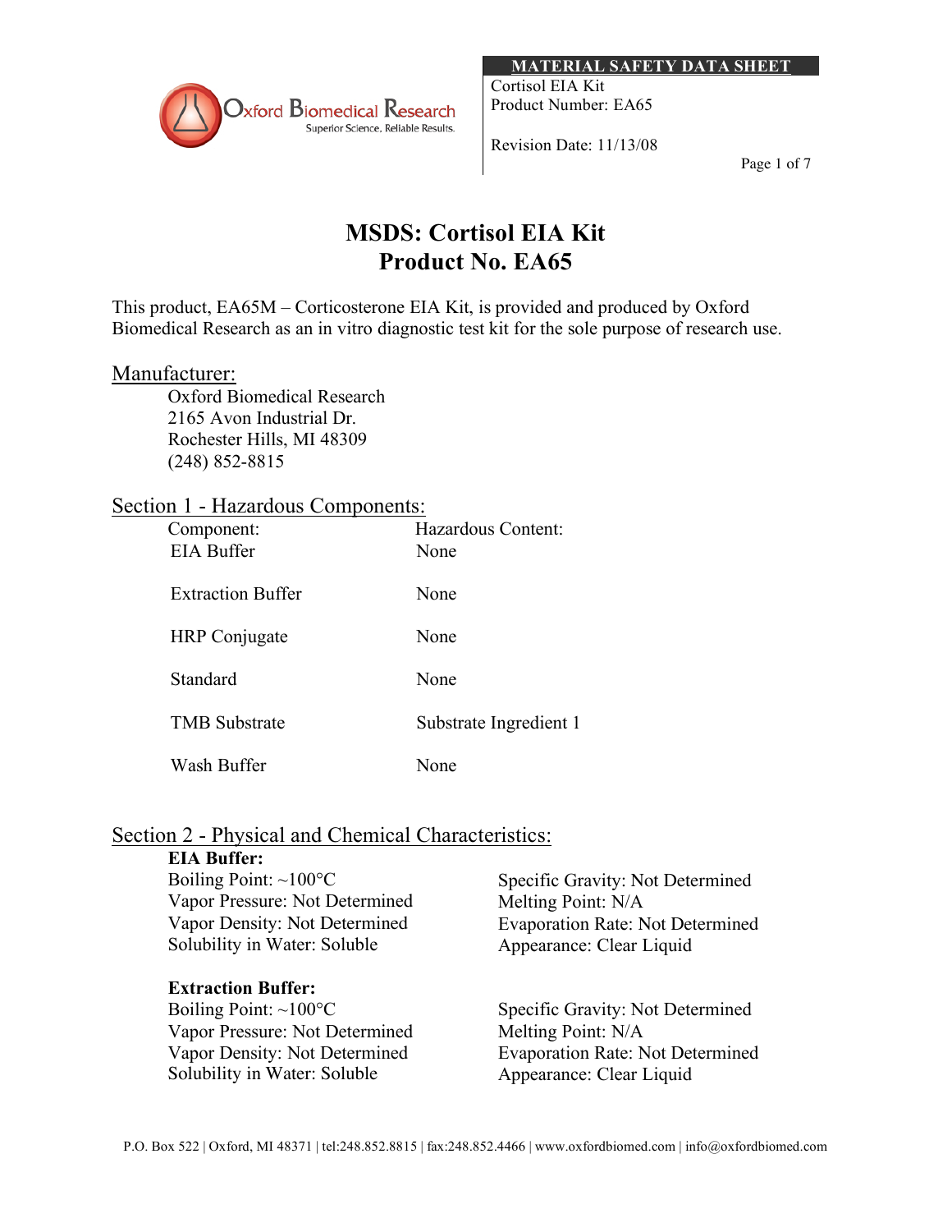MATERIAL SAFETY DATA SHEET

Cortisol EIA Kit
Product Number: EA65

Revision Date: 11/13/08

# MSDS: Cortisol EIA Kit
# Product No. EA65

This product, EA65M – Corticosterone EIA Kit, is provided and produced by Oxford Biomedical Research as an in vitro diagnostic test kit for the sole purpose of research use.

## Manufacturer:

Oxford Biomedical Research
2165 Avon Industrial Dr.
Rochester Hills, MI 48309
(248) 852-8815

## Section 1 - Hazardous Components:

| Component: | Hazardous Content: |
|---|---|
| EIA Buffer | None |
| Extraction Buffer | None |
| HRP Conjugate | None |
| Standard | None |
| TMB Substrate | Substrate Ingredient 1 |
| Wash Buffer | None |

## Section 2 - Physical and Chemical Characteristics:

**EIA Buffer:**

Boiling Point: ~100°C
Vapor Pressure: Not Determined
Vapor Density: Not Determined
Solubility in Water: Soluble
Specific Gravity: Not Determined
Melting Point: N/A
Evaporation Rate: Not Determined
Appearance: Clear Liquid

**Extraction Buffer:**

Boiling Point: ~100°C
Vapor Pressure: Not Determined
Vapor Density: Not Determined
Solubility in Water: Soluble
Specific Gravity: Not Determined
Melting Point: N/A
Evaporation Rate: Not Determined
Appearance: Clear Liquid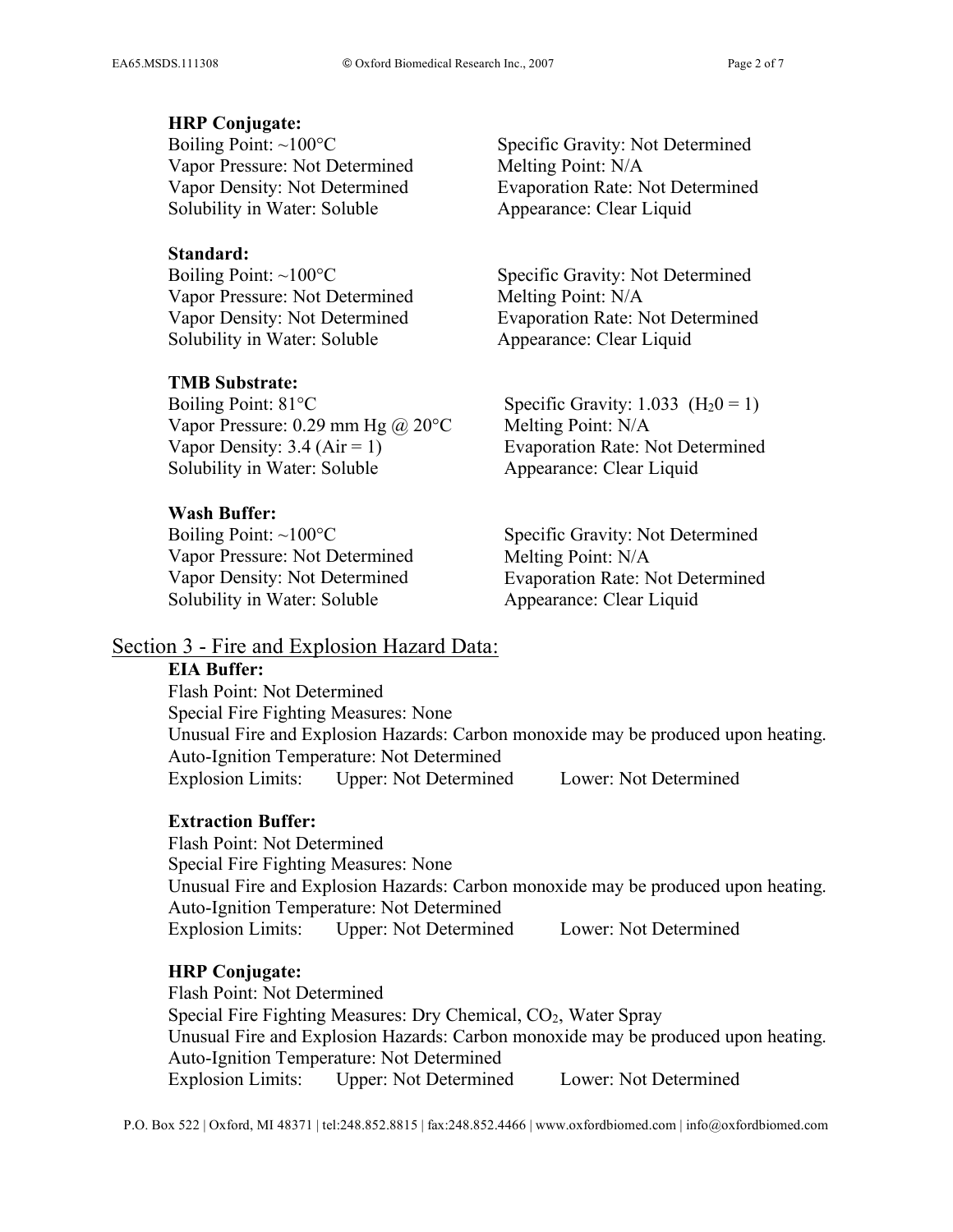**HRP Conjugate:**

Boiling Point: ~100°C
Vapor Pressure: Not Determined
Vapor Density: Not Determined
Solubility in Water: Soluble
Specific Gravity: Not Determined
Melting Point: N/A
Evaporation Rate: Not Determined
Appearance: Clear Liquid

**Standard:**

Boiling Point: ~100°C
Vapor Pressure: Not Determined
Vapor Density: Not Determined
Solubility in Water: Soluble
Specific Gravity: Not Determined
Melting Point: N/A
Evaporation Rate: Not Determined
Appearance: Clear Liquid

**TMB Substrate:**

Boiling Point: 81°C
Vapor Pressure: 0.29 mm Hg @ 20°C
Vapor Density: 3.4 (Air = 1)
Solubility in Water: Soluble
Specific Gravity: 1.033 ($H_20 = 1$)
Melting Point: N/A
Evaporation Rate: Not Determined
Appearance: Clear Liquid

**Wash Buffer:**

Boiling Point: ~100°C
Vapor Pressure: Not Determined
Vapor Density: Not Determined
Solubility in Water: Soluble
Specific Gravity: Not Determined
Melting Point: N/A
Evaporation Rate: Not Determined
Appearance: Clear Liquid

## Section 3 - Fire and Explosion Hazard Data:

**EIA Buffer:**

Flash Point: Not Determined
Special Fire Fighting Measures: None
Unusual Fire and Explosion Hazards: Carbon monoxide may be produced upon heating.
Auto-Ignition Temperature: Not Determined
Explosion Limits: Upper: Not Determined Lower: Not Determined

**Extraction Buffer:**

Flash Point: Not Determined
Special Fire Fighting Measures: None
Unusual Fire and Explosion Hazards: Carbon monoxide may be produced upon heating.
Auto-Ignition Temperature: Not Determined
Explosion Limits: Upper: Not Determined Lower: Not Determined

**HRP Conjugate:**

Flash Point: Not Determined
Special Fire Fighting Measures: Dry Chemical, $CO_2$, Water Spray
Unusual Fire and Explosion Hazards: Carbon monoxide may be produced upon heating.
Auto-Ignition Temperature: Not Determined
Explosion Limits: Upper: Not Determined Lower: Not Determined

P.O. Box 522 | Oxford, MI 48371 | tel:248.852.8815 | fax:248.852.4466 | www.oxfordbiomed.com | info@oxfordbiomed.com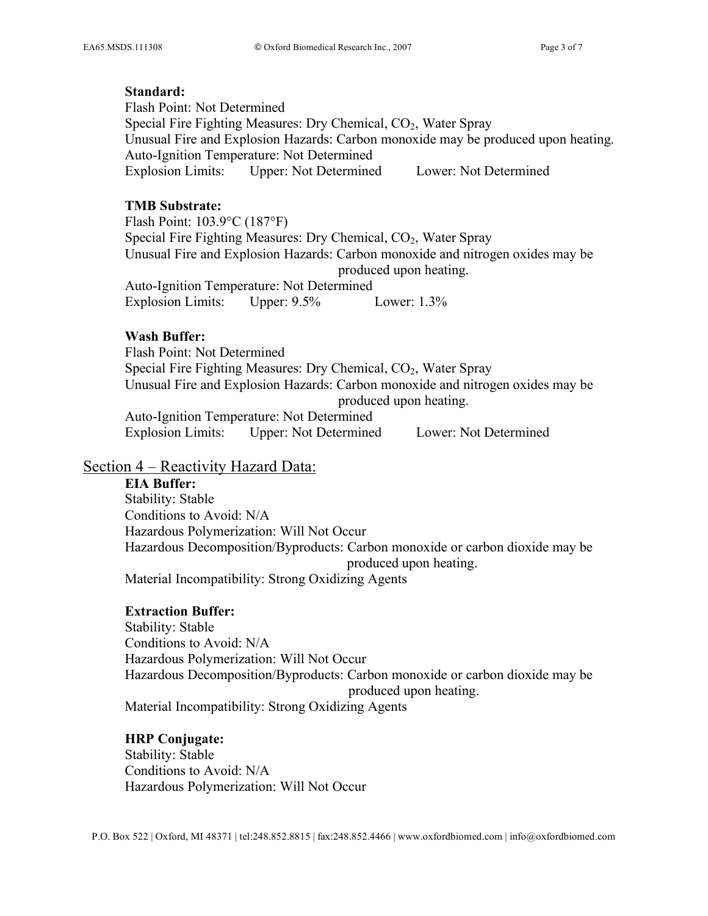**Standard:**

Flash Point: Not Determined
Special Fire Fighting Measures: Dry Chemical, $CO_2$, Water Spray
Unusual Fire and Explosion Hazards: Carbon monoxide may be produced upon heating.
Auto-Ignition Temperature: Not Determined
Explosion Limits: Upper: Not Determined Lower: Not Determined

**TMB Substrate:**

Flash Point: 103.9°C (187°F)
Special Fire Fighting Measures: Dry Chemical, $CO_2$, Water Spray
Unusual Fire and Explosion Hazards: Carbon monoxide and nitrogen oxides may be produced upon heating.
Auto-Ignition Temperature: Not Determined
Explosion Limits: Upper: 9.5% Lower: 1.3%

**Wash Buffer:**

Flash Point: Not Determined
Special Fire Fighting Measures: Dry Chemical, $CO_2$, Water Spray
Unusual Fire and Explosion Hazards: Carbon monoxide and nitrogen oxides may be produced upon heating.
Auto-Ignition Temperature: Not Determined
Explosion Limits: Upper: Not Determined Lower: Not Determined

## Section 4 – Reactivity Hazard Data:

**EIA Buffer:**

Stability: Stable
Conditions to Avoid: N/A
Hazardous Polymerization: Will Not Occur
Hazardous Decomposition/Byproducts: Carbon monoxide or carbon dioxide may be produced upon heating.
Material Incompatibility: Strong Oxidizing Agents

**Extraction Buffer:**

Stability: Stable
Conditions to Avoid: N/A
Hazardous Polymerization: Will Not Occur
Hazardous Decomposition/Byproducts: Carbon monoxide or carbon dioxide may be produced upon heating.
Material Incompatibility: Strong Oxidizing Agents

**HRP Conjugate:**

Stability: Stable
Conditions to Avoid: N/A
Hazardous Polymerization: Will Not Occur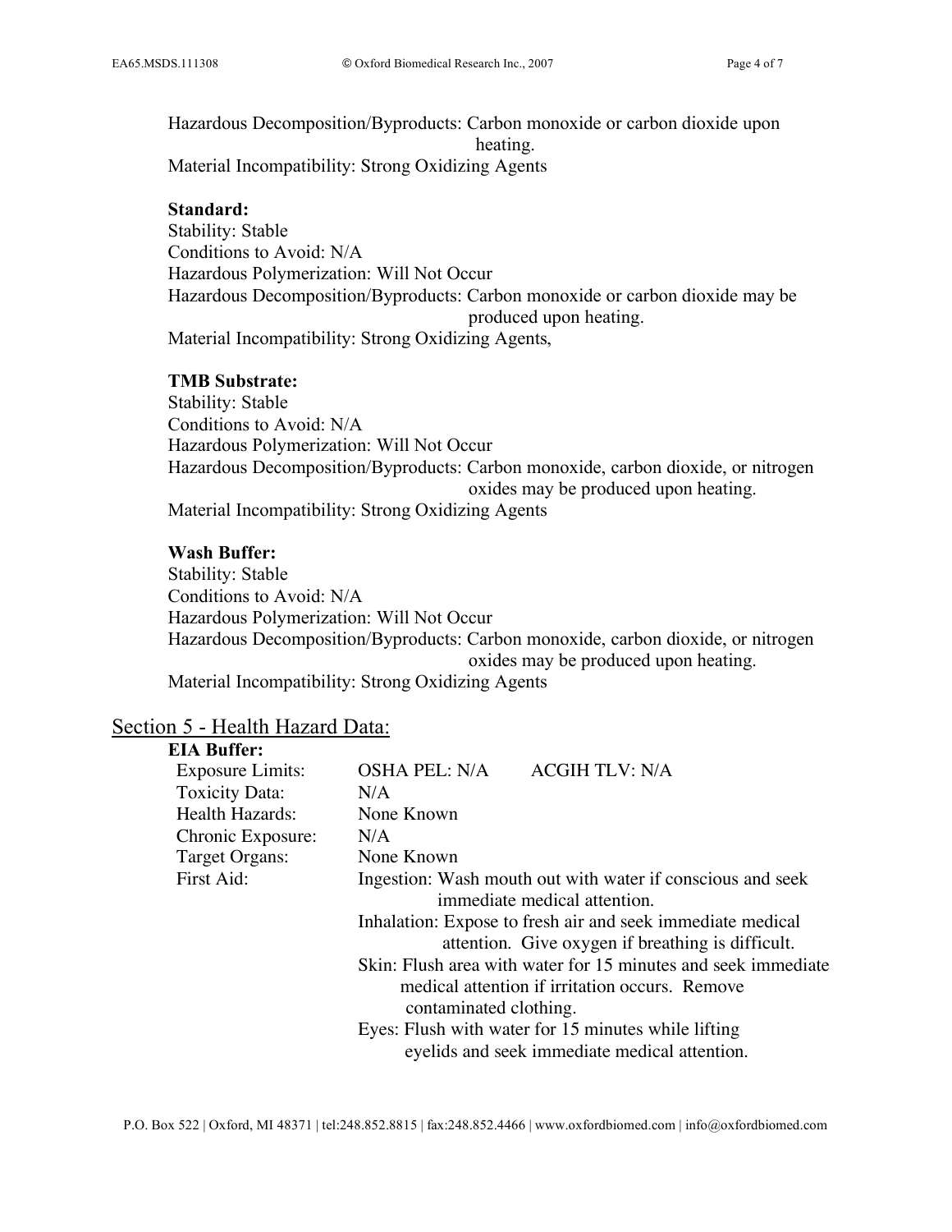Hazardous Decomposition/Byproducts: Carbon monoxide or carbon dioxide upon heating.
Material Incompatibility: Strong Oxidizing Agents

**Standard:**
Stability: Stable
Conditions to Avoid: N/A
Hazardous Polymerization: Will Not Occur
Hazardous Decomposition/Byproducts: Carbon monoxide or carbon dioxide may be produced upon heating.
Material Incompatibility: Strong Oxidizing Agents,

**TMB Substrate:**
Stability: Stable
Conditions to Avoid: N/A
Hazardous Polymerization: Will Not Occur
Hazardous Decomposition/Byproducts: Carbon monoxide, carbon dioxide, or nitrogen oxides may be produced upon heating.
Material Incompatibility: Strong Oxidizing Agents

**Wash Buffer:**
Stability: Stable
Conditions to Avoid: N/A
Hazardous Polymerization: Will Not Occur
Hazardous Decomposition/Byproducts: Carbon monoxide, carbon dioxide, or nitrogen oxides may be produced upon heating.
Material Incompatibility: Strong Oxidizing Agents

## Section 5 - Health Hazard Data:

**EIA Buffer:**

Exposure Limits: OSHA PEL: N/A ACGIH TLV: N/A
Toxicity Data: N/A
Health Hazards: None Known
Chronic Exposure: N/A
Target Organs: None Known
First Aid:
- Ingestion: Wash mouth out with water if conscious and seek immediate medical attention.
- Inhalation: Expose to fresh air and seek immediate medical attention. Give oxygen if breathing is difficult.
- Skin: Flush area with water for 15 minutes and seek immediate medical attention if irritation occurs. Remove contaminated clothing.
- Eyes: Flush with water for 15 minutes while lifting eyelids and seek immediate medical attention.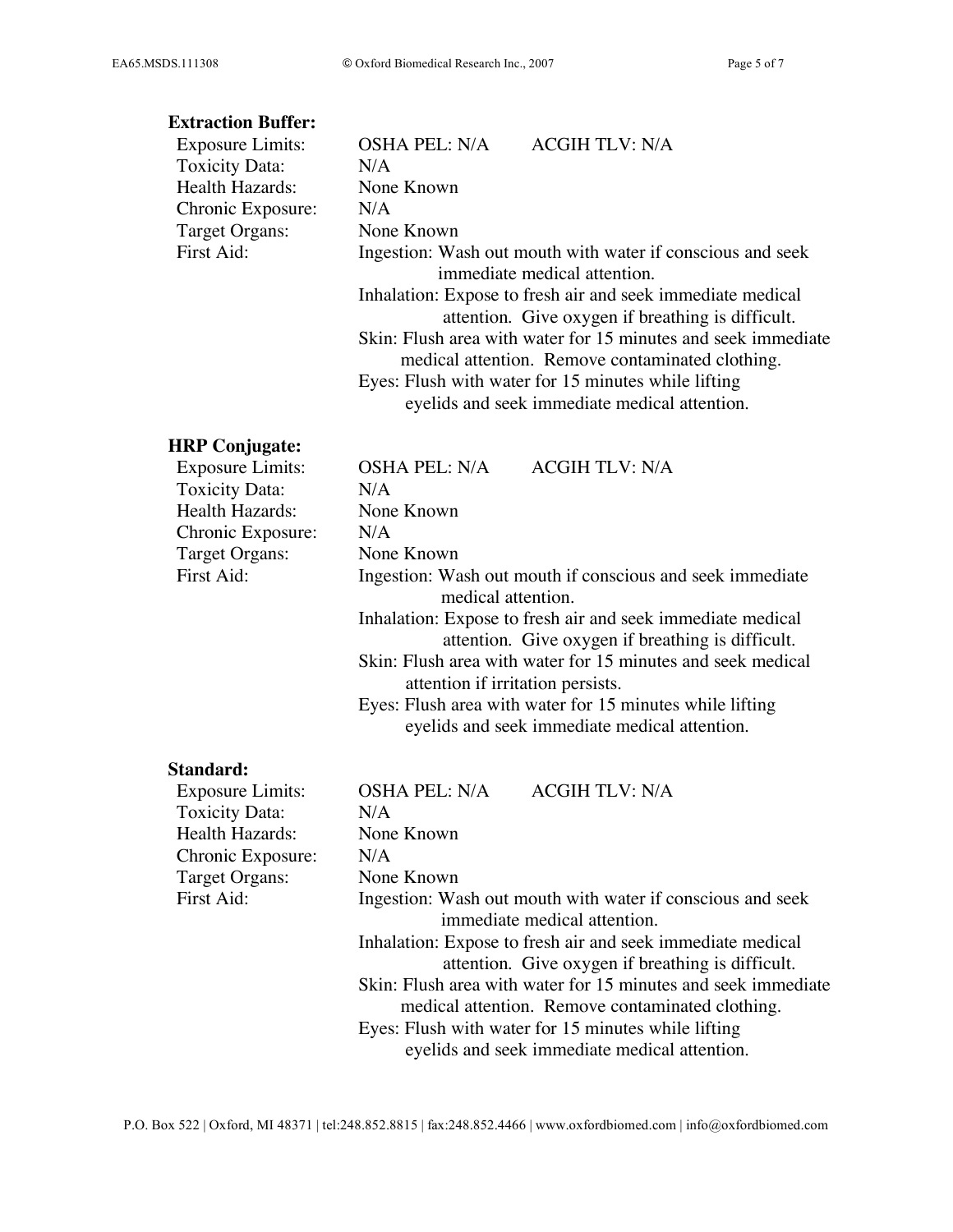**Extraction Buffer:**

| | |
|---|---|
| Exposure Limits: | OSHA PEL: N/A ACGIH TLV: N/A |
| Toxicity Data: | N/A |
| Health Hazards: | None Known |
| Chronic Exposure: | N/A |
| Target Organs: | None Known |
| First Aid: | Ingestion: Wash out mouth with water if conscious and seek immediate medical attention.<br>Inhalation: Expose to fresh air and seek immediate medical attention. Give oxygen if breathing is difficult.<br>Skin: Flush area with water for 15 minutes and seek immediate medical attention. Remove contaminated clothing.<br>Eyes: Flush with water for 15 minutes while lifting eyelids and seek immediate medical attention. |

**HRP Conjugate:**

| | |
|---|---|
| Exposure Limits: | OSHA PEL: N/A ACGIH TLV: N/A |
| Toxicity Data: | N/A |
| Health Hazards: | None Known |
| Chronic Exposure: | N/A |
| Target Organs: | None Known |
| First Aid: | Ingestion: Wash out mouth if conscious and seek immediate medical attention.<br>Inhalation: Expose to fresh air and seek immediate medical attention. Give oxygen if breathing is difficult.<br>Skin: Flush area with water for 15 minutes and seek medical attention if irritation persists.<br>Eyes: Flush area with water for 15 minutes while lifting eyelids and seek immediate medical attention. |

**Standard:**

| | |
|---|---|
| Exposure Limits: | OSHA PEL: N/A ACGIH TLV: N/A |
| Toxicity Data: | N/A |
| Health Hazards: | None Known |
| Chronic Exposure: | N/A |
| Target Organs: | None Known |
| First Aid: | Ingestion: Wash out mouth with water if conscious and seek immediate medical attention.<br>Inhalation: Expose to fresh air and seek immediate medical attention. Give oxygen if breathing is difficult.<br>Skin: Flush area with water for 15 minutes and seek immediate medical attention. Remove contaminated clothing.<br>Eyes: Flush with water for 15 minutes while lifting eyelids and seek immediate medical attention. |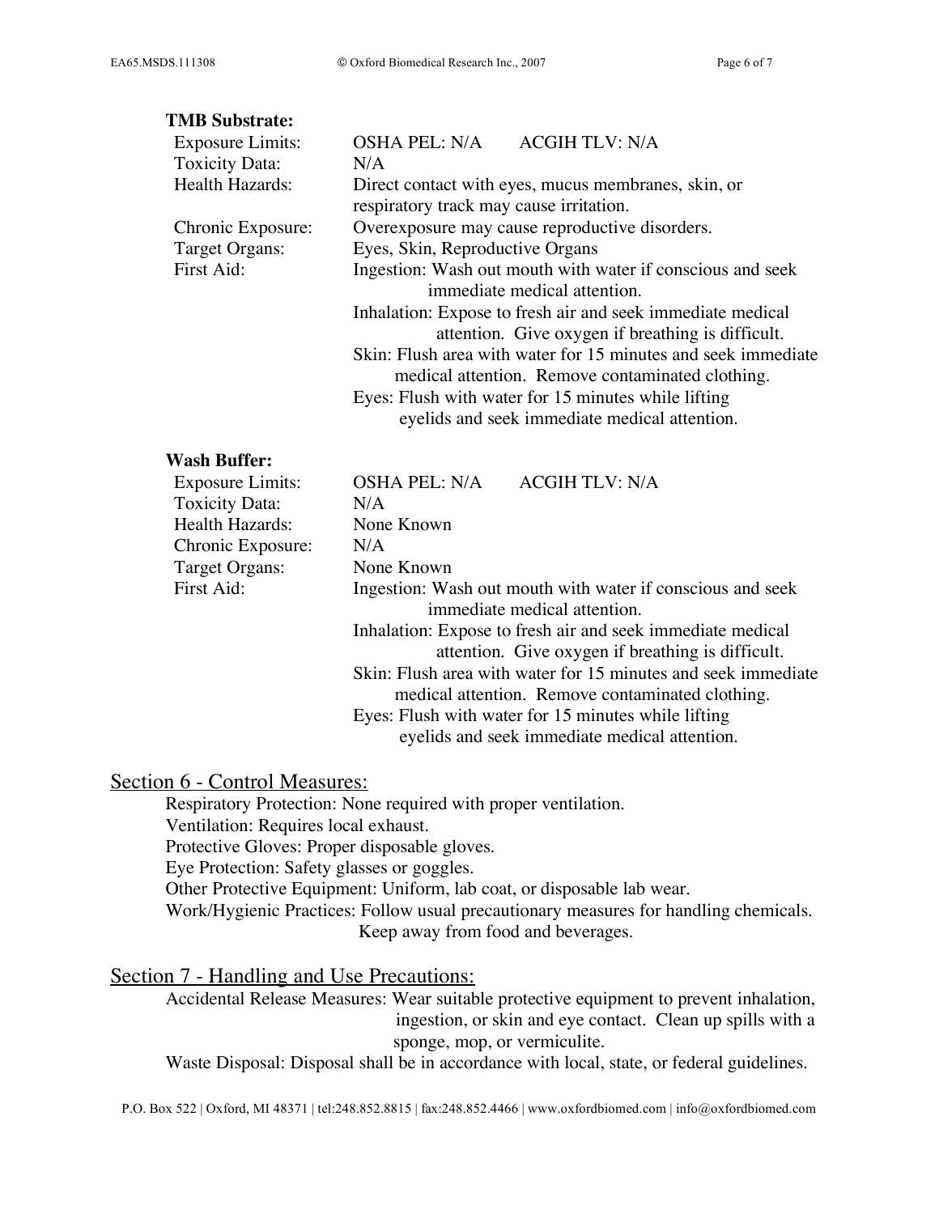**TMB Substrate:**

| | |
|---|---|
| Exposure Limits: | OSHA PEL: N/A ACGIH TLV: N/A |
| Toxicity Data: | N/A |
| Health Hazards: | Direct contact with eyes, mucus membranes, skin, or respiratory track may cause irritation. |
| Chronic Exposure: | Overexposure may cause reproductive disorders. |
| Target Organs: | Eyes, Skin, Reproductive Organs |
| First Aid: | Ingestion: Wash out mouth with water if conscious and seek immediate medical attention.<br>Inhalation: Expose to fresh air and seek immediate medical attention. Give oxygen if breathing is difficult.<br>Skin: Flush area with water for 15 minutes and seek immediate medical attention. Remove contaminated clothing.<br>Eyes: Flush with water for 15 minutes while lifting eyelids and seek immediate medical attention. |

**Wash Buffer:**

| | |
|---|---|
| Exposure Limits: | OSHA PEL: N/A ACGIH TLV: N/A |
| Toxicity Data: | N/A |
| Health Hazards: | None Known |
| Chronic Exposure: | N/A |
| Target Organs: | None Known |
| First Aid: | Ingestion: Wash out mouth with water if conscious and seek immediate medical attention.<br>Inhalation: Expose to fresh air and seek immediate medical attention. Give oxygen if breathing is difficult.<br>Skin: Flush area with water for 15 minutes and seek immediate medical attention. Remove contaminated clothing.<br>Eyes: Flush with water for 15 minutes while lifting eyelids and seek immediate medical attention. |

## Section 6 - Control Measures:

Respiratory Protection: None required with proper ventilation.
Ventilation: Requires local exhaust.
Protective Gloves: Proper disposable gloves.
Eye Protection: Safety glasses or goggles.
Other Protective Equipment: Uniform, lab coat, or disposable lab wear.
Work/Hygienic Practices: Follow usual precautionary measures for handling chemicals. Keep away from food and beverages.

## Section 7 - Handling and Use Precautions:

Accidental Release Measures: Wear suitable protective equipment to prevent inhalation, ingestion, or skin and eye contact. Clean up spills with a sponge, mop, or vermiculite.
Waste Disposal: Disposal shall be in accordance with local, state, or federal guidelines.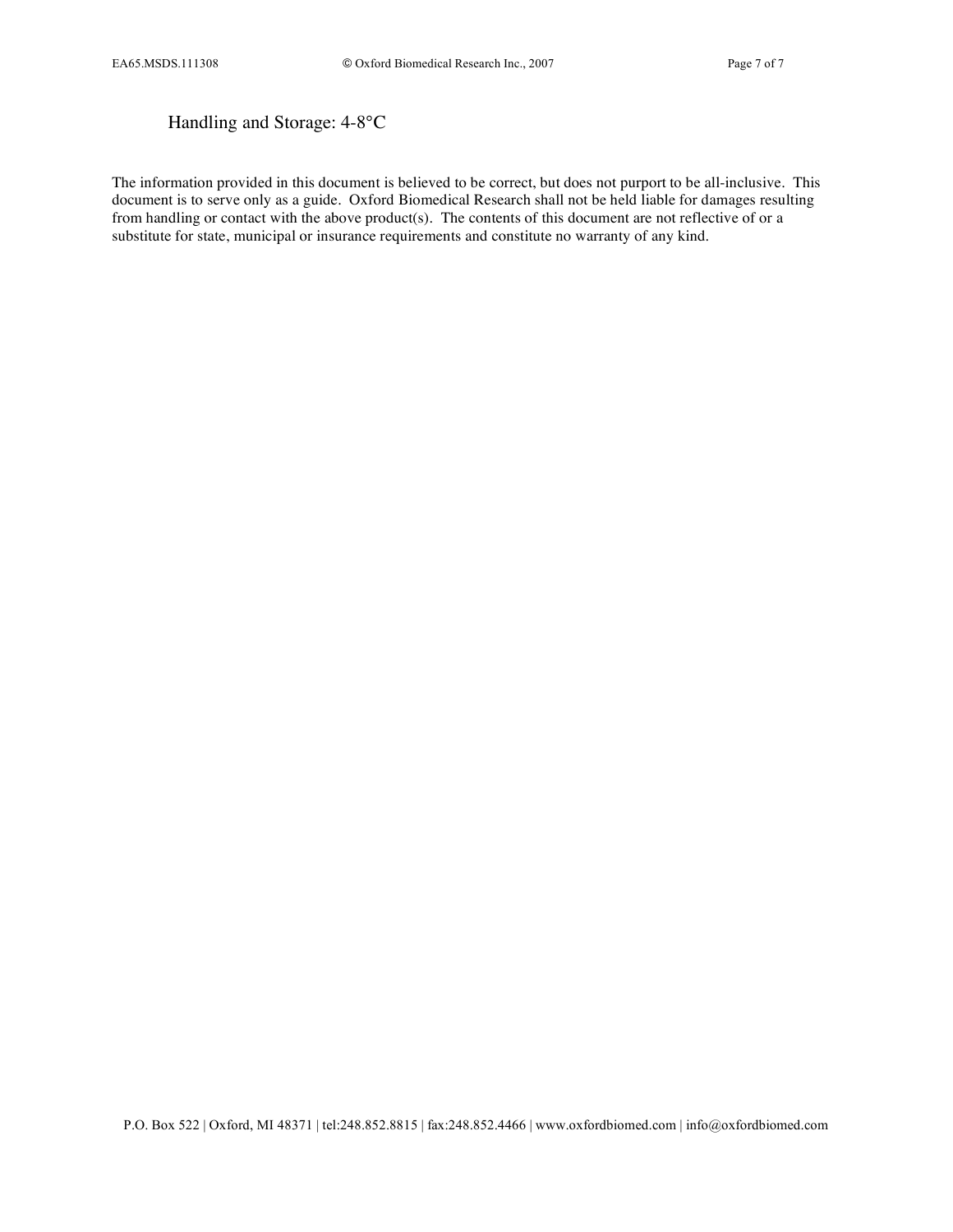Handling and Storage: 4-8°C

The information provided in this document is believed to be correct, but does not purport to be all-inclusive. This document is to serve only as a guide. Oxford Biomedical Research shall not be held liable for damages resulting from handling or contact with the above product(s). The contents of this document are not reflective of or a substitute for state, municipal or insurance requirements and constitute no warranty of any kind.